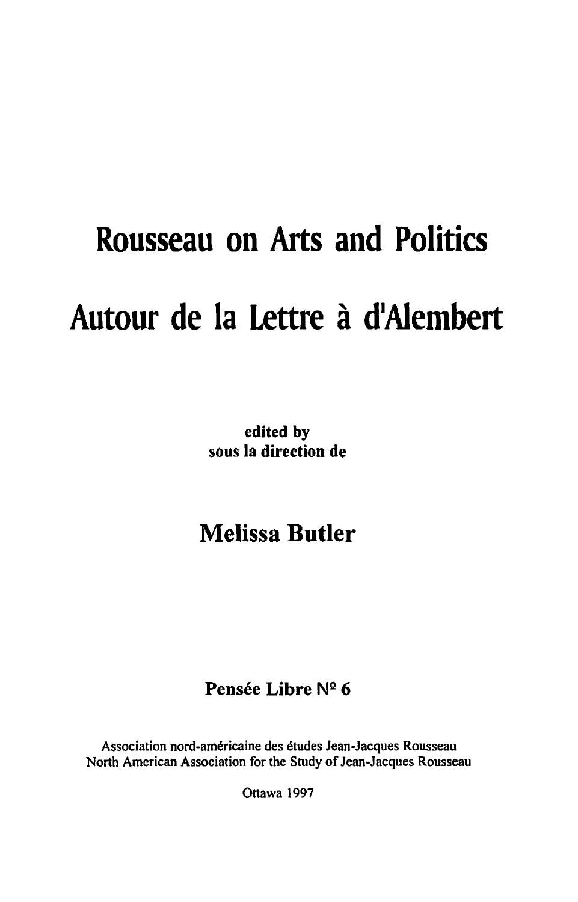# Rousseau on Arts and Politics

# Autour de la Lettre à d'Alembert

**edited by**
**sous la direction de**

## Melissa Butler

**Pensée Libre Nº 6**

Association nord-américaine des études Jean-Jacques Rousseau
North American Association for the Study of Jean-Jacques Rousseau

Ottawa 1997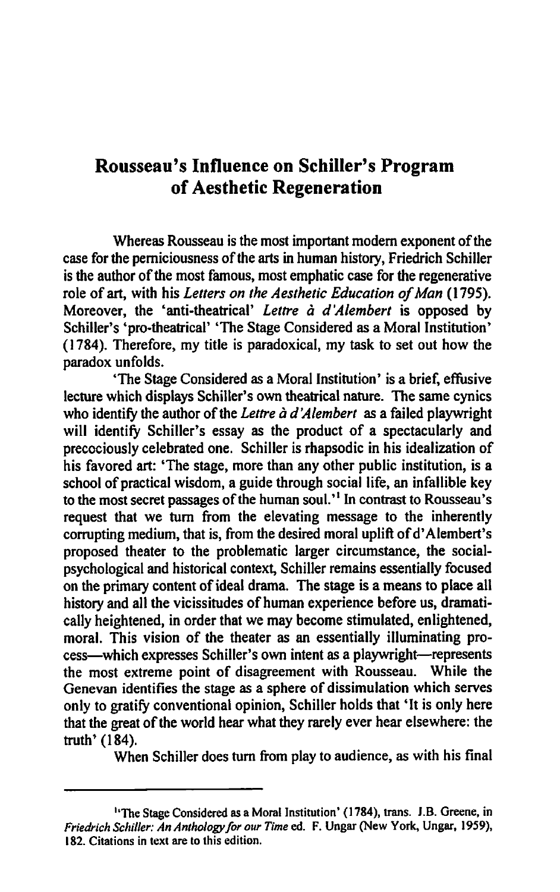## Rousseau's Influence on Schiller's Program of Aesthetic Regeneration

Whereas Rousseau is the most important modern exponent of the case for the perniciousness of the arts in human history, Friedrich Schiller is the author of the most famous, most emphatic case for the regenerative role of art, with his *Letters on the Aesthetic Education of Man* (1795). Moreover, the 'anti-theatrical' *Lettre à d'Alembert* is opposed by Schiller's 'pro-theatrical' 'The Stage Considered as a Moral Institution' (1784). Therefore, my title is paradoxical, my task to set out how the paradox unfolds.

'The Stage Considered as a Moral Institution' is a brief, effusive lecture which displays Schiller's own theatrical nature. The same cynics who identify the author of the *Lettre à d'Alembert* as a failed playwright will identify Schiller's essay as the product of a spectacularly and precociously celebrated one. Schiller is rhapsodic in his idealization of his favored art: 'The stage, more than any other public institution, is a school of practical wisdom, a guide through social life, an infallible key to the most secret passages of the human soul.'[1] In contrast to Rousseau's request that we turn from the elevating message to the inherently corrupting medium, that is, from the desired moral uplift of d'Alembert's proposed theater to the problematic larger circumstance, the social-psychological and historical context, Schiller remains essentially focused on the primary content of ideal drama. The stage is a means to place all history and all the vicissitudes of human experience before us, dramatically heightened, in order that we may become stimulated, enlightened, moral. This vision of the theater as an essentially illuminating process—which expresses Schiller's own intent as a playwright—represents the most extreme point of disagreement with Rousseau. While the Genevan identifies the stage as a sphere of dissimulation which serves only to gratify conventional opinion, Schiller holds that 'It is only here that the great of the world hear what they rarely ever hear elsewhere: the truth' (184).

When Schiller does turn from play to audience, as with his final

---

[1]'The Stage Considered as a Moral Institution' (1784), trans. J.B. Greene, in *Friedrich Schiller: An Anthology for our Time* ed. F. Ungar (New York, Ungar, 1959), 182. Citations in text are to this edition.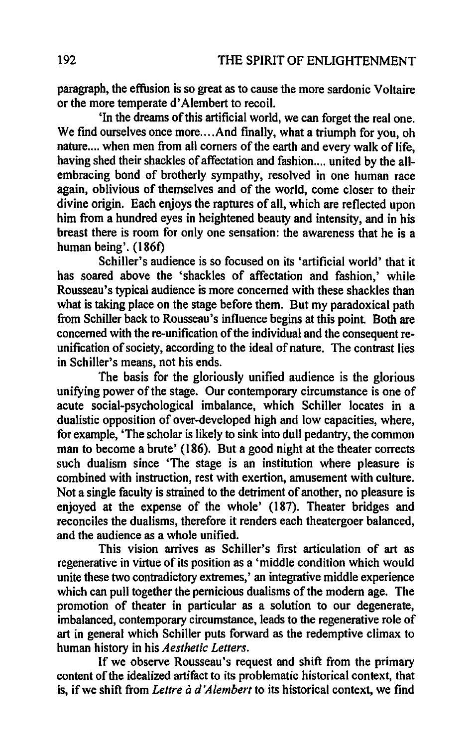paragraph, the effusion is so great as to cause the more sardonic Voltaire or the more temperate d'Alembert to recoil.

'In the dreams of this artificial world, we can forget the real one. We find ourselves once more....And finally, what a triumph for you, oh nature.... when men from all corners of the earth and every walk of life, having shed their shackles of affectation and fashion.... united by the all-embracing bond of brotherly sympathy, resolved in one human race again, oblivious of themselves and of the world, come closer to their divine origin. Each enjoys the raptures of all, which are reflected upon him from a hundred eyes in heightened beauty and intensity, and in his breast there is room for only one sensation: the awareness that he is a human being'. (186f)

Schiller's audience is so focused on its 'artificial world' that it has soared above the 'shackles of affectation and fashion,' while Rousseau's typical audience is more concerned with these shackles than what is taking place on the stage before them. But my paradoxical path from Schiller back to Rousseau's influence begins at this point. Both are concerned with the re-unification of the individual and the consequent re-unification of society, according to the ideal of nature. The contrast lies in Schiller's means, not his ends.

The basis for the gloriously unified audience is the glorious unifying power of the stage. Our contemporary circumstance is one of acute social-psychological imbalance, which Schiller locates in a dualistic opposition of over-developed high and low capacities, where, for example, 'The scholar is likely to sink into dull pedantry, the common man to become a brute' (186). But a good night at the theater corrects such dualism since 'The stage is an institution where pleasure is combined with instruction, rest with exertion, amusement with culture. Not a single faculty is strained to the detriment of another, no pleasure is enjoyed at the expense of the whole' (187). Theater bridges and reconciles the dualisms, therefore it renders each theatergoer balanced, and the audience as a whole unified.

This vision arrives as Schiller's first articulation of art as regenerative in virtue of its position as a 'middle condition which would unite these two contradictory extremes,' an integrative middle experience which can pull together the pernicious dualisms of the modern age. The promotion of theater in particular as a solution to our degenerate, imbalanced, contemporary circumstance, leads to the regenerative role of art in general which Schiller puts forward as the redemptive climax to human history in his *Aesthetic Letters*.

If we observe Rousseau's request and shift from the primary content of the idealized artifact to its problematic historical context, that is, if we shift from *Lettre à d'Alembert* to its historical context, we find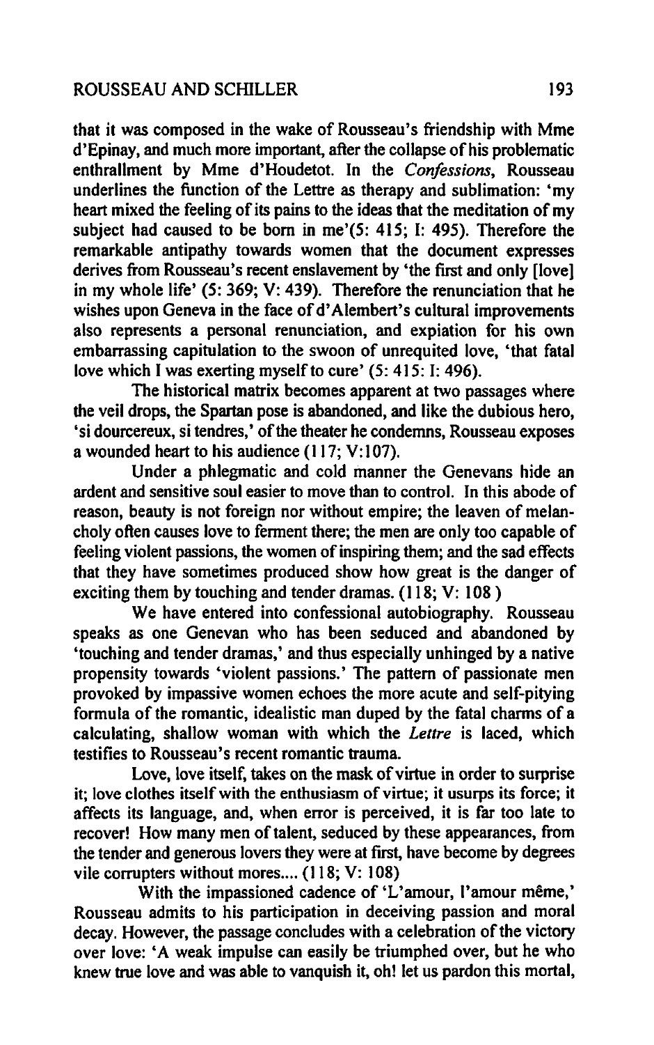that it was composed in the wake of Rousseau's friendship with Mme d'Epinay, and much more important, after the collapse of his problematic enthrallment by Mme d'Houdetot. In the *Confessions*, Rousseau underlines the function of the Lettre as therapy and sublimation: 'my heart mixed the feeling of its pains to the ideas that the meditation of my subject had caused to be born in me'(5: 415; I: 495). Therefore the remarkable antipathy towards women that the document expresses derives from Rousseau's recent enslavement by 'the first and only [love] in my whole life' (5: 369; V: 439). Therefore the renunciation that he wishes upon Geneva in the face of d'Alembert's cultural improvements also represents a personal renunciation, and expiation for his own embarrassing capitulation to the swoon of unrequited love, 'that fatal love which I was exerting myself to cure' (5: 415: I: 496).

The historical matrix becomes apparent at two passages where the veil drops, the Spartan pose is abandoned, and like the dubious hero, 'si dourcereux, si tendres,' of the theater he condemns, Rousseau exposes a wounded heart to his audience (117; V:107).

Under a phlegmatic and cold manner the Genevans hide an ardent and sensitive soul easier to move than to control. In this abode of reason, beauty is not foreign nor without empire; the leaven of melancholy often causes love to ferment there; the men are only too capable of feeling violent passions, the women of inspiring them; and the sad effects that they have sometimes produced show how great is the danger of exciting them by touching and tender dramas. (118; V: 108 )

We have entered into confessional autobiography. Rousseau speaks as one Genevan who has been seduced and abandoned by 'touching and tender dramas,' and thus especially unhinged by a native propensity towards 'violent passions.' The pattern of passionate men provoked by impassive women echoes the more acute and self-pitying formula of the romantic, idealistic man duped by the fatal charms of a calculating, shallow woman with which the *Lettre* is laced, which testifies to Rousseau's recent romantic trauma.

Love, love itself, takes on the mask of virtue in order to surprise it; love clothes itself with the enthusiasm of virtue; it usurps its force; it affects its language, and, when error is perceived, it is far too late to recover! How many men of talent, seduced by these appearances, from the tender and generous lovers they were at first, have become by degrees vile corrupters without mores.... (118; V: 108)

With the impassioned cadence of 'L'amour, l'amour même,' Rousseau admits to his participation in deceiving passion and moral decay. However, the passage concludes with a celebration of the victory over love: 'A weak impulse can easily be triumphed over, but he who knew true love and was able to vanquish it, oh! let us pardon this mortal,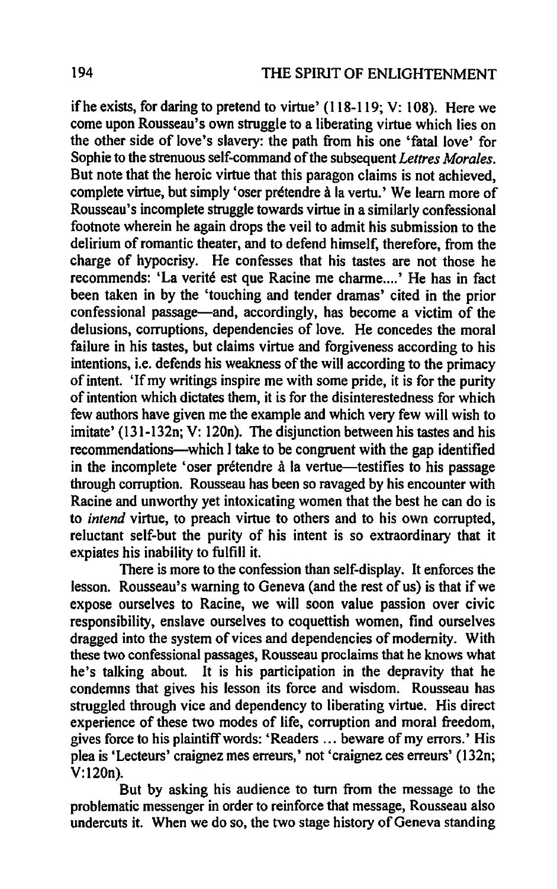if he exists, for daring to pretend to virtue' (118-119; V: 108). Here we come upon Rousseau's own struggle to a liberating virtue which lies on the other side of love's slavery: the path from his one 'fatal love' for Sophie to the strenuous self-command of the subsequent *Lettres Morales*. But note that the heroic virtue that this paragon claims is not achieved, complete virtue, but simply 'oser prétendre à la vertu.' We learn more of Rousseau's incomplete struggle towards virtue in a similarly confessional footnote wherein he again drops the veil to admit his submission to the delirium of romantic theater, and to defend himself, therefore, from the charge of hypocrisy. He confesses that his tastes are not those he recommends: 'La verité est que Racine me charme....' He has in fact been taken in by the 'touching and tender dramas' cited in the prior confessional passage—and, accordingly, has become a victim of the delusions, corruptions, dependencies of love. He concedes the moral failure in his tastes, but claims virtue and forgiveness according to his intentions, i.e. defends his weakness of the will according to the primacy of intent. 'If my writings inspire me with some pride, it is for the purity of intention which dictates them, it is for the disinterestedness for which few authors have given me the example and which very few will wish to imitate' (131-132n; V: 120n). The disjunction between his tastes and his recommendations—which I take to be congruent with the gap identified in the incomplete 'oser prétendre à la vertue—testifies to his passage through corruption. Rousseau has been so ravaged by his encounter with Racine and unworthy yet intoxicating women that the best he can do is to *intend* virtue, to preach virtue to others and to his own corrupted, reluctant self-but the purity of his intent is so extraordinary that it expiates his inability to fulfill it.

There is more to the confession than self-display. It enforces the lesson. Rousseau's warning to Geneva (and the rest of us) is that if we expose ourselves to Racine, we will soon value passion over civic responsibility, enslave ourselves to coquettish women, find ourselves dragged into the system of vices and dependencies of modernity. With these two confessional passages, Rousseau proclaims that he knows what he's talking about. It is his participation in the depravity that he condemns that gives his lesson its force and wisdom. Rousseau has struggled through vice and dependency to liberating virtue. His direct experience of these two modes of life, corruption and moral freedom, gives force to his plaintiff words: 'Readers ... beware of my errors.' His plea is 'Lecteurs' craignez mes erreurs,' not 'craignez ces erreurs' (132n; V:120n).

But by asking his audience to turn from the message to the problematic messenger in order to reinforce that message, Rousseau also undercuts it. When we do so, the two stage history of Geneva standing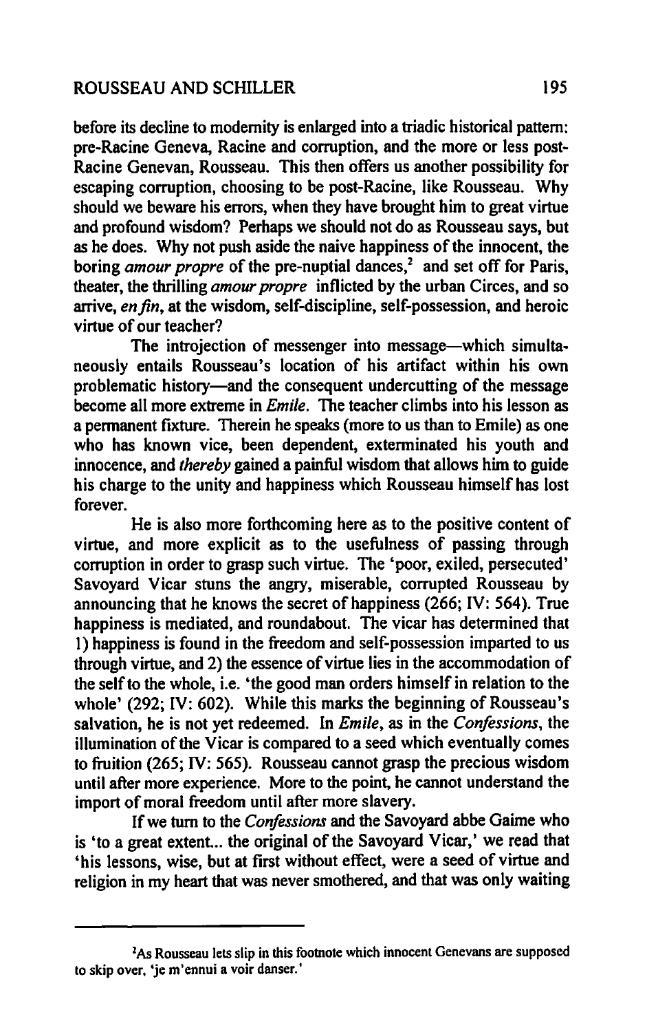before its decline to modernity is enlarged into a triadic historical pattern: pre-Racine Geneva, Racine and corruption, and the more or less post-Racine Genevan, Rousseau. This then offers us another possibility for escaping corruption, choosing to be post-Racine, like Rousseau. Why should we beware his errors, when they have brought him to great virtue and profound wisdom? Perhaps we should not do as Rousseau says, but as he does. Why not push aside the naive happiness of the innocent, the boring *amour propre* of the pre-nuptial dances,[2] and set off for Paris, theater, the thrilling *amour propre* inflicted by the urban Circes, and so arrive, *en fin*, at the wisdom, self-discipline, self-possession, and heroic virtue of our teacher?

The introjection of messenger into message—which simultaneously entails Rousseau's location of his artifact within his own problematic history—and the consequent undercutting of the message become all more extreme in *Emile*. The teacher climbs into his lesson as a permanent fixture. Therein he speaks (more to us than to Emile) as one who has known vice, been dependent, exterminated his youth and innocence, and *thereby* gained a painful wisdom that allows him to guide his charge to the unity and happiness which Rousseau himself has lost forever.

He is also more forthcoming here as to the positive content of virtue, and more explicit as to the usefulness of passing through corruption in order to grasp such virtue. The 'poor, exiled, persecuted' Savoyard Vicar stuns the angry, miserable, corrupted Rousseau by announcing that he knows the secret of happiness (266; IV: 564). True happiness is mediated, and roundabout. The vicar has determined that 1) happiness is found in the freedom and self-possession imparted to us through virtue, and 2) the essence of virtue lies in the accommodation of the self to the whole, i.e. 'the good man orders himself in relation to the whole' (292; IV: 602). While this marks the beginning of Rousseau's salvation, he is not yet redeemed. In *Emile*, as in the *Confessions*, the illumination of the Vicar is compared to a seed which eventually comes to fruition (265; IV: 565). Rousseau cannot grasp the precious wisdom until after more experience. More to the point, he cannot understand the import of moral freedom until after more slavery.

If we turn to the *Confessions* and the Savoyard abbe Gaime who is 'to a great extent... the original of the Savoyard Vicar,' we read that 'his lessons, wise, but at first without effect, were a seed of virtue and religion in my heart that was never smothered, and that was only waiting

---

[2]As Rousseau lets slip in this footnote which innocent Genevans are supposed to skip over, 'je m'ennui a voir danser.'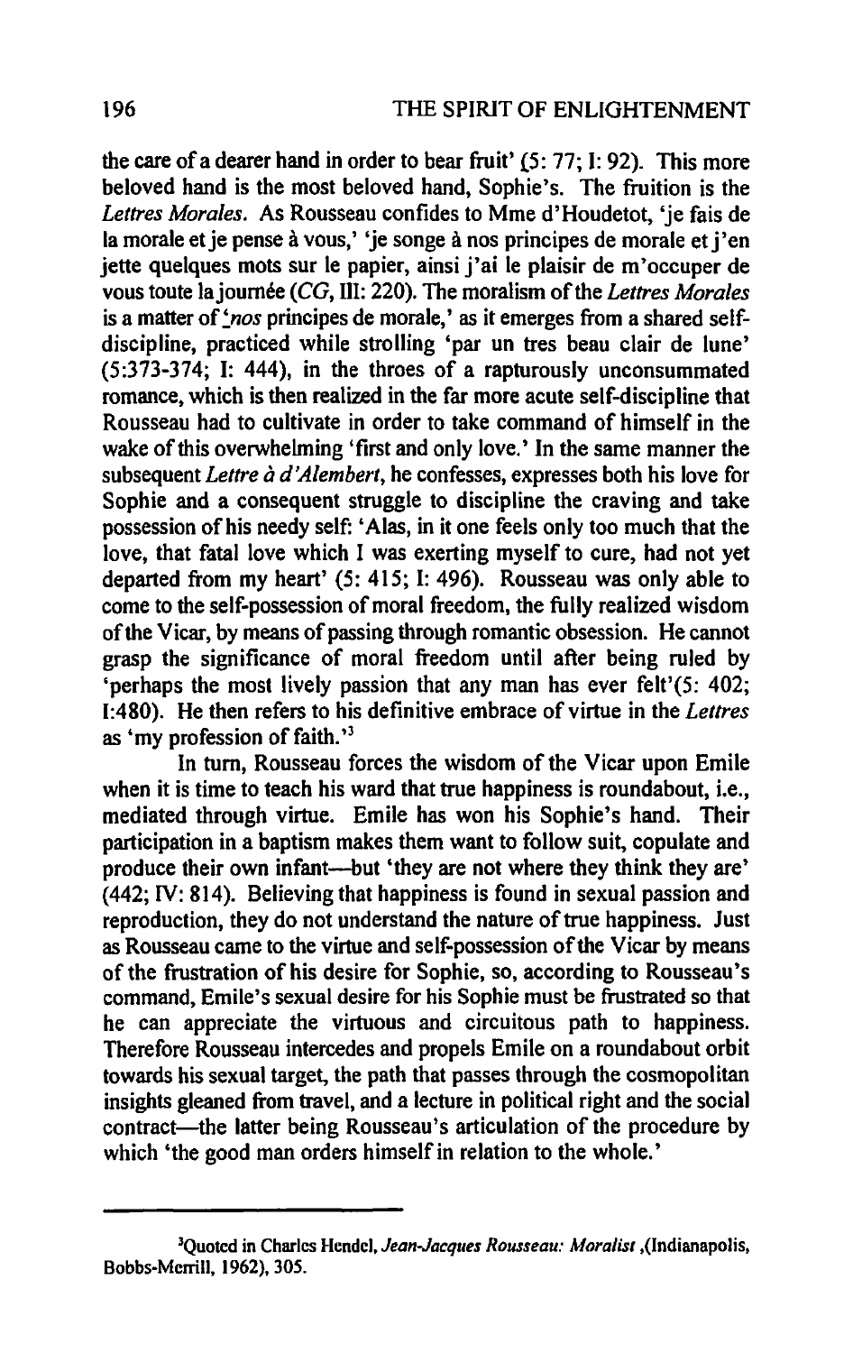the care of a dearer hand in order to bear fruit' (5: 77; I: 92). This more beloved hand is the most beloved hand, Sophie's. The fruition is the *Lettres Morales*. As Rousseau confides to Mme d'Houdetot, 'je fais de la morale et je pense à vous,' 'je songe à nos principes de morale et j'en jette quelques mots sur le papier, ainsi j'ai le plaisir de m'occuper de vous toute la journée (*CG*, III: 220). The moralism of the *Lettres Morales* is a matter of '*nos* principes de morale,' as it emerges from a shared self-discipline, practiced while strolling 'par un tres beau clair de lune' (5:373-374; I: 444), in the throes of a rapturously unconsummated romance, which is then realized in the far more acute self-discipline that Rousseau had to cultivate in order to take command of himself in the wake of this overwhelming 'first and only love.' In the same manner the subsequent *Lettre à d'Alembert*, he confesses, expresses both his love for Sophie and a consequent struggle to discipline the craving and take possession of his needy self: 'Alas, in it one feels only too much that the love, that fatal love which I was exerting myself to cure, had not yet departed from my heart' (5: 415; I: 496). Rousseau was only able to come to the self-possession of moral freedom, the fully realized wisdom of the Vicar, by means of passing through romantic obsession. He cannot grasp the significance of moral freedom until after being ruled by 'perhaps the most lively passion that any man has ever felt'(5: 402; I:480). He then refers to his definitive embrace of virtue in the *Lettres* as 'my profession of faith.'[3]

In turn, Rousseau forces the wisdom of the Vicar upon Emile when it is time to teach his ward that true happiness is roundabout, i.e., mediated through virtue. Emile has won his Sophie's hand. Their participation in a baptism makes them want to follow suit, copulate and produce their own infant—but 'they are not where they think they are' (442; IV: 814). Believing that happiness is found in sexual passion and reproduction, they do not understand the nature of true happiness. Just as Rousseau came to the virtue and self-possession of the Vicar by means of the frustration of his desire for Sophie, so, according to Rousseau's command, Emile's sexual desire for his Sophie must be frustrated so that he can appreciate the virtuous and circuitous path to happiness. Therefore Rousseau intercedes and propels Emile on a roundabout orbit towards his sexual target, the path that passes through the cosmopolitan insights gleaned from travel, and a lecture in political right and the social contract—the latter being Rousseau's articulation of the procedure by which 'the good man orders himself in relation to the whole.'

---

[3]Quoted in Charles Hendel, *Jean-Jacques Rousseau: Moralist* ,(Indianapolis, Bobbs-Merrill, 1962), 305.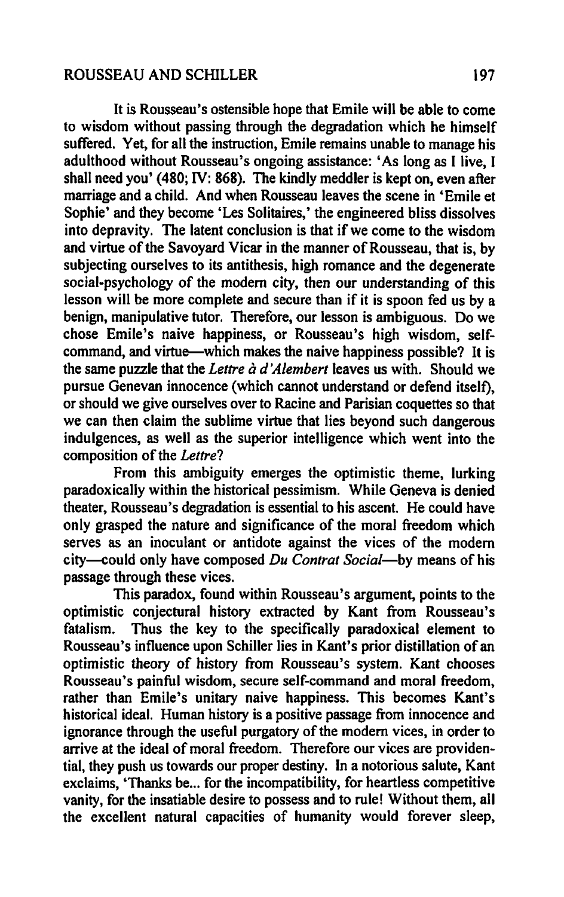It is Rousseau's ostensible hope that Emile will be able to come to wisdom without passing through the degradation which he himself suffered. Yet, for all the instruction, Emile remains unable to manage his adulthood without Rousseau's ongoing assistance: 'As long as I live, I shall need you' (480; IV: 868). The kindly meddler is kept on, even after marriage and a child. And when Rousseau leaves the scene in 'Emile et Sophie' and they become 'Les Solitaires,' the engineered bliss dissolves into depravity. The latent conclusion is that if we come to the wisdom and virtue of the Savoyard Vicar in the manner of Rousseau, that is, by subjecting ourselves to its antithesis, high romance and the degenerate social-psychology of the modern city, then our understanding of this lesson will be more complete and secure than if it is spoon fed us by a benign, manipulative tutor. Therefore, our lesson is ambiguous. Do we chose Emile's naive happiness, or Rousseau's high wisdom, self-command, and virtue—which makes the naive happiness possible? It is the same puzzle that the *Lettre à d'Alembert* leaves us with. Should we pursue Genevan innocence (which cannot understand or defend itself), or should we give ourselves over to Racine and Parisian coquettes so that we can then claim the sublime virtue that lies beyond such dangerous indulgences, as well as the superior intelligence which went into the composition of the *Lettre*?

From this ambiguity emerges the optimistic theme, lurking paradoxically within the historical pessimism. While Geneva is denied theater, Rousseau's degradation is essential to his ascent. He could have only grasped the nature and significance of the moral freedom which serves as an inoculant or antidote against the vices of the modern city—could only have composed *Du Contrat Social*—by means of his passage through these vices.

This paradox, found within Rousseau's argument, points to the optimistic conjectural history extracted by Kant from Rousseau's fatalism. Thus the key to the specifically paradoxical element to Rousseau's influence upon Schiller lies in Kant's prior distillation of an optimistic theory of history from Rousseau's system. Kant chooses Rousseau's painful wisdom, secure self-command and moral freedom, rather than Emile's unitary naive happiness. This becomes Kant's historical ideal. Human history is a positive passage from innocence and ignorance through the useful purgatory of the modern vices, in order to arrive at the ideal of moral freedom. Therefore our vices are providential, they push us towards our proper destiny. In a notorious salute, Kant exclaims, 'Thanks be... for the incompatibility, for heartless competitive vanity, for the insatiable desire to possess and to rule! Without them, all the excellent natural capacities of humanity would forever sleep,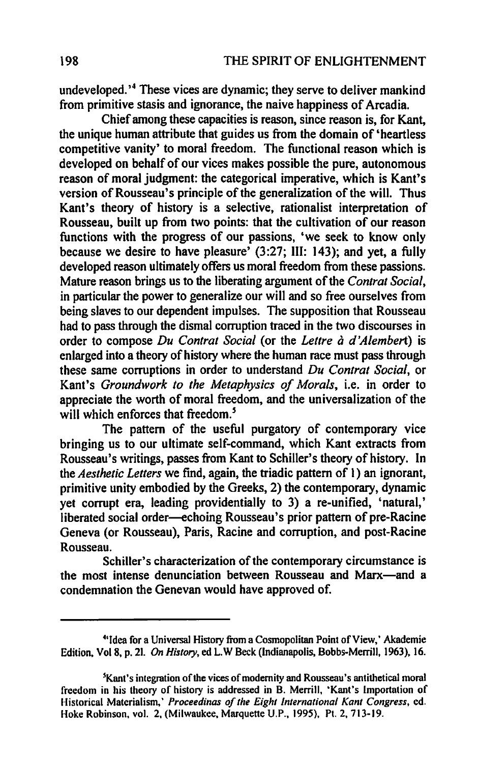undeveloped.'[4] These vices are dynamic; they serve to deliver mankind from primitive stasis and ignorance, the naive happiness of Arcadia.

Chief among these capacities is reason, since reason is, for Kant, the unique human attribute that guides us from the domain of 'heartless competitive vanity' to moral freedom. The functional reason which is developed on behalf of our vices makes possible the pure, autonomous reason of moral judgment: the categorical imperative, which is Kant's version of Rousseau's principle of the generalization of the will. Thus Kant's theory of history is a selective, rationalist interpretation of Rousseau, built up from two points: that the cultivation of our reason functions with the progress of our passions, 'we seek to know only because we desire to have pleasure' (3:27; III: 143); and yet, a fully developed reason ultimately offers us moral freedom from these passions. Mature reason brings us to the liberating argument of the *Contrat Social*, in particular the power to generalize our will and so free ourselves from being slaves to our dependent impulses. The supposition that Rousseau had to pass through the dismal corruption traced in the two discourses in order to compose *Du Contrat Social* (or the *Lettre à d'Alembert*) is enlarged into a theory of history where the human race must pass through these same corruptions in order to understand *Du Contrat Social*, or Kant's *Groundwork to the Metaphysics of Morals*, i.e. in order to appreciate the worth of moral freedom, and the universalization of the will which enforces that freedom.[5]

The pattern of the useful purgatory of contemporary vice bringing us to our ultimate self-command, which Kant extracts from Rousseau's writings, passes from Kant to Schiller's theory of history. In the *Aesthetic Letters* we find, again, the triadic pattern of 1) an ignorant, primitive unity embodied by the Greeks, 2) the contemporary, dynamic yet corrupt era, leading providentially to 3) a re-unified, 'natural,' liberated social order—echoing Rousseau's prior pattern of pre-Racine Geneva (or Rousseau), Paris, Racine and corruption, and post-Racine Rousseau.

Schiller's characterization of the contemporary circumstance is the most intense denunciation between Rousseau and Marx—and a condemnation the Genevan would have approved of.

---

[4]'Idea for a Universal History from a Cosmopolitan Point of View,' Akademie Edition, Vol 8, p. 21. *On History*, ed L.W Beck (Indianapolis, Bobbs-Merrill, 1963), 16.

[5]Kant's integration of the vices of modernity and Rousseau's antithetical moral freedom in his theory of history is addressed in B. Merrill, 'Kant's Importation of Historical Materialism,' *Proceedinas of the Eight International Kant Congress*, ed. Hoke Robinson, vol. 2, (Milwaukee, Marquette U.P., 1995), Pt. 2, 713-19.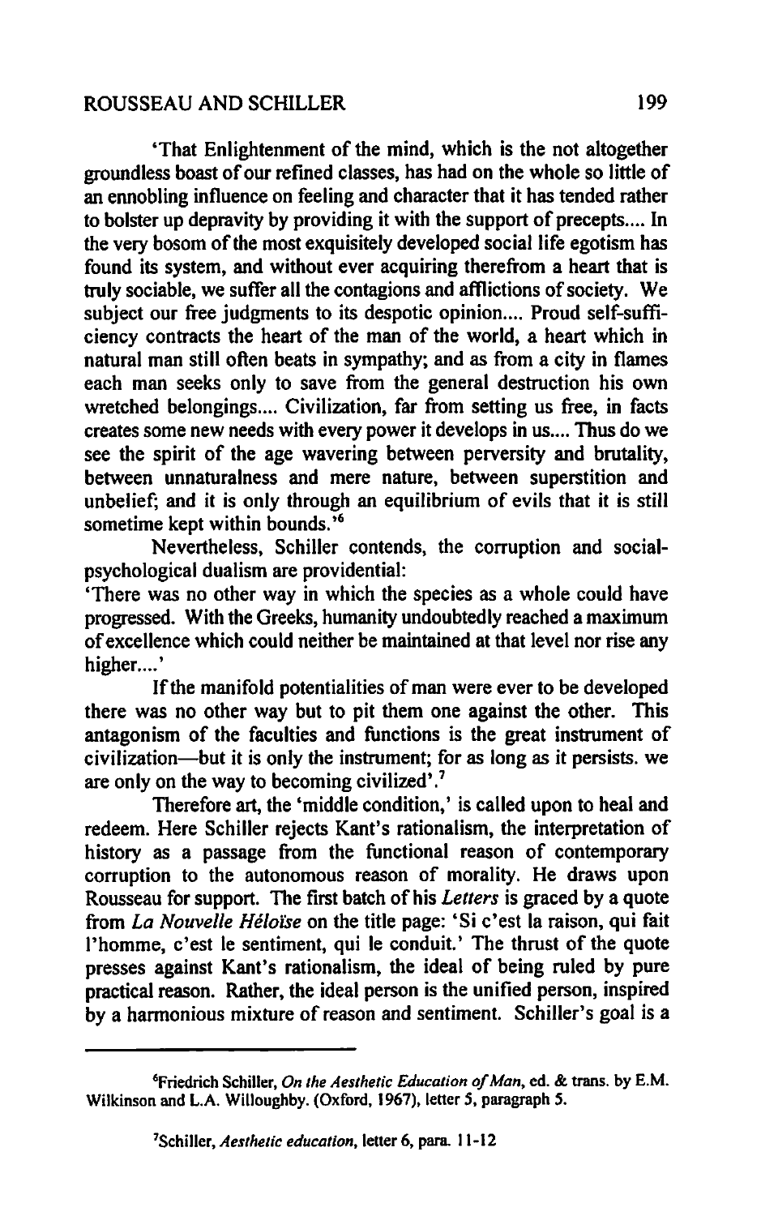'That Enlightenment of the mind, which is the not altogether groundless boast of our refined classes, has had on the whole so little of an ennobling influence on feeling and character that it has tended rather to bolster up depravity by providing it with the support of precepts.... In the very bosom of the most exquisitely developed social life egotism has found its system, and without ever acquiring therefrom a heart that is truly sociable, we suffer all the contagions and afflictions of society. We subject our free judgments to its despotic opinion.... Proud self-sufficiency contracts the heart of the man of the world, a heart which in natural man still often beats in sympathy; and as from a city in flames each man seeks only to save from the general destruction his own wretched belongings.... Civilization, far from setting us free, in facts creates some new needs with every power it develops in us.... Thus do we see the spirit of the age wavering between perversity and brutality, between unnaturalness and mere nature, between superstition and unbelief; and it is only through an equilibrium of evils that it is still sometime kept within bounds.'[6]

Nevertheless, Schiller contends, the corruption and social-psychological dualism are providential:

'There was no other way in which the species as a whole could have progressed. With the Greeks, humanity undoubtedly reached a maximum of excellence which could neither be maintained at that level nor rise any higher....'

If the manifold potentialities of man were ever to be developed there was no other way but to pit them one against the other. This antagonism of the faculties and functions is the great instrument of civilization—but it is only the instrument; for as long as it persists. we are only on the way to becoming civilized'.[7]

Therefore art, the 'middle condition,' is called upon to heal and redeem. Here Schiller rejects Kant's rationalism, the interpretation of history as a passage from the functional reason of contemporary corruption to the autonomous reason of morality. He draws upon Rousseau for support. The first batch of his *Letters* is graced by a quote from *La Nouvelle Héloïse* on the title page: 'Si c'est la raison, qui fait l'homme, c'est le sentiment, qui le conduit.' The thrust of the quote presses against Kant's rationalism, the ideal of being ruled by pure practical reason. Rather, the ideal person is the unified person, inspired by a harmonious mixture of reason and sentiment. Schiller's goal is a

---

[6] Friedrich Schiller, *On the Aesthetic Education of Man*, ed. & trans. by E.M. Wilkinson and L.A. Willoughby. (Oxford, 1967), letter 5, paragraph 5.

[7] Schiller, *Aesthetic education*, letter 6, para. 11-12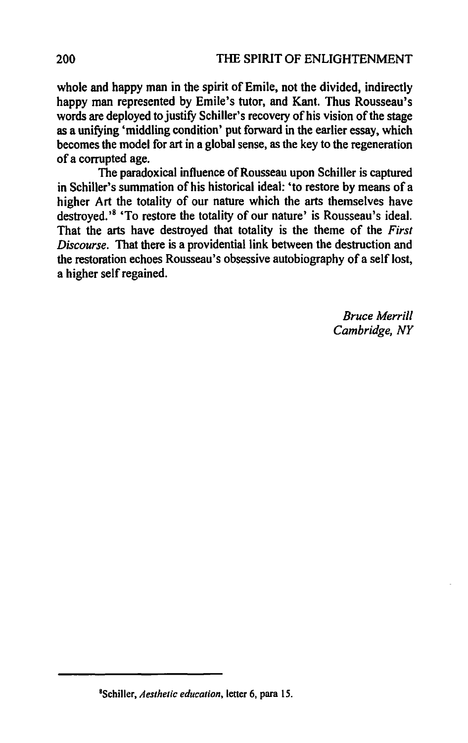whole and happy man in the spirit of Emile, not the divided, indirectly happy man represented by Emile's tutor, and Kant. Thus Rousseau's words are deployed to justify Schiller's recovery of his vision of the stage as a unifying 'middling condition' put forward in the earlier essay, which becomes the model for art in a global sense, as the key to the regeneration of a corrupted age.

The paradoxical influence of Rousseau upon Schiller is captured in Schiller's summation of his historical ideal: 'to restore by means of a higher Art the totality of our nature which the arts themselves have destroyed.'[8] 'To restore the totality of our nature' is Rousseau's ideal. That the arts have destroyed that totality is the theme of the *First Discourse*. That there is a providential link between the destruction and the restoration echoes Rousseau's obsessive autobiography of a self lost, a higher self regained.

*Bruce Merrill*
*Cambridge, NY*

---

[8] Schiller, *Aesthetic education*, letter 6, para 15.